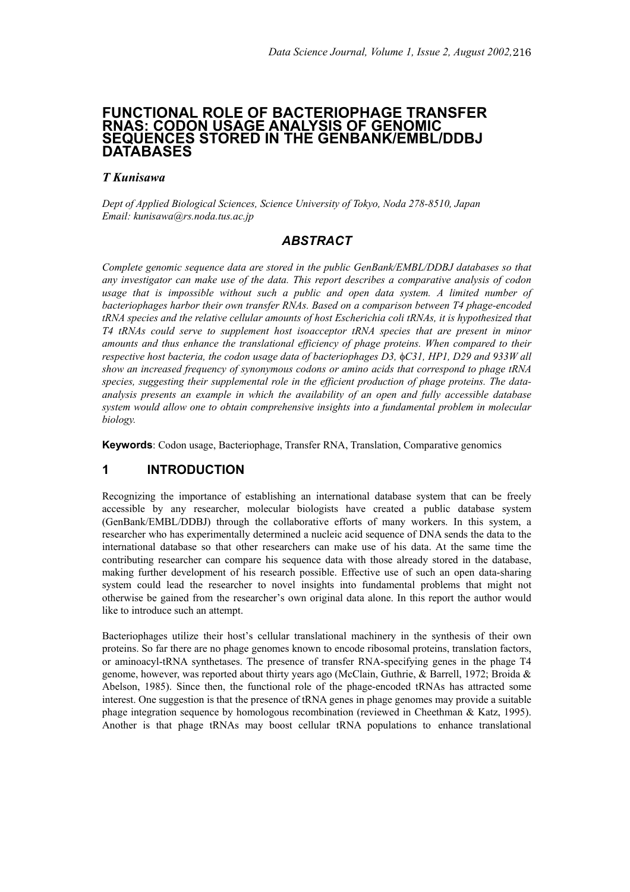# FUNCTIONAL ROLE OF BACTERIOPHAGE TRANSFER RNAS: CODON USAGE ANALYSIS OF GENOMIC SEQUENCES STORED IN THE GENBANK/EMBL/DDBJ DATABASES

***T Kunisawa***

*Dept of Applied Biological Sciences, Science University of Tokyo, Noda 278-8510, Japan*
*Email: kunisawa@rs.noda.tus.ac.jp*

## *ABSTRACT*

*Complete genomic sequence data are stored in the public GenBank/EMBL/DDBJ databases so that any investigator can make use of the data. This report describes a comparative analysis of codon usage that is impossible without such a public and open data system. A limited number of bacteriophages harbor their own transfer RNAs. Based on a comparison between T4 phage-encoded tRNA species and the relative cellular amounts of host Escherichia coli tRNAs, it is hypothesized that T4 tRNAs could serve to supplement host isoacceptor tRNA species that are present in minor amounts and thus enhance the translational efficiency of phage proteins. When compared to their respective host bacteria, the codon usage data of bacteriophages D3, ϕC31, HP1, D29 and 933W all show an increased frequency of synonymous codons or amino acids that correspond to phage tRNA species, suggesting their supplemental role in the efficient production of phage proteins. The data-analysis presents an example in which the availability of an open and fully accessible database system would allow one to obtain comprehensive insights into a fundamental problem in molecular biology.*

**Keywords**: Codon usage, Bacteriophage, Transfer RNA, Translation, Comparative genomics

## 1 INTRODUCTION

Recognizing the importance of establishing an international database system that can be freely accessible by any researcher, molecular biologists have created a public database system (GenBank/EMBL/DDBJ) through the collaborative efforts of many workers. In this system, a researcher who has experimentally determined a nucleic acid sequence of DNA sends the data to the international database so that other researchers can make use of his data. At the same time the contributing researcher can compare his sequence data with those already stored in the database, making further development of his research possible. Effective use of such an open data-sharing system could lead the researcher to novel insights into fundamental problems that might not otherwise be gained from the researcher's own original data alone. In this report the author would like to introduce such an attempt.

Bacteriophages utilize their host's cellular translational machinery in the synthesis of their own proteins. So far there are no phage genomes known to encode ribosomal proteins, translation factors, or aminoacyl-tRNA synthetases. The presence of transfer RNA-specifying genes in the phage T4 genome, however, was reported about thirty years ago (McClain, Guthrie, & Barrell, 1972; Broida & Abelson, 1985). Since then, the functional role of the phage-encoded tRNAs has attracted some interest. One suggestion is that the presence of tRNA genes in phage genomes may provide a suitable phage integration sequence by homologous recombination (reviewed in Cheethman & Katz, 1995). Another is that phage tRNAs may boost cellular tRNA populations to enhance translational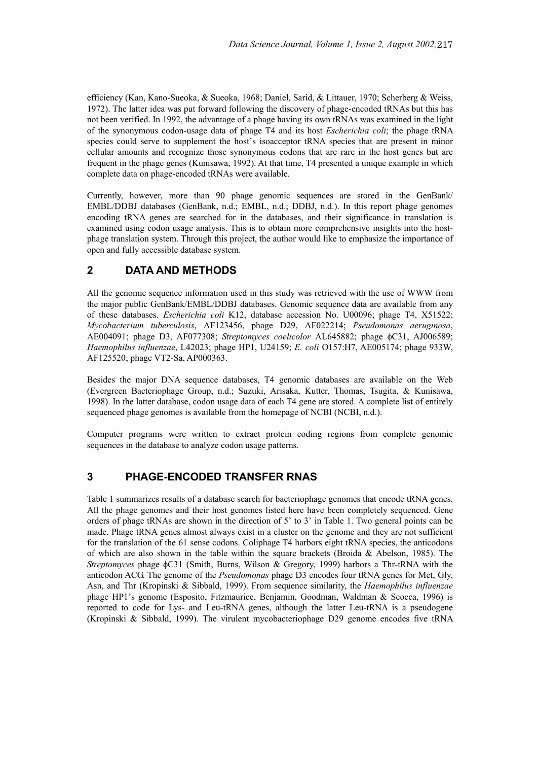efficiency (Kan, Kano-Sueoka, & Sueoka, 1968; Daniel, Sarid, & Littauer, 1970; Scherberg & Weiss, 1972). The latter idea was put forward following the discovery of phage-encoded tRNAs but this has not been verified. In 1992, the advantage of a phage having its own tRNAs was examined in the light of the synonymous codon-usage data of phage T4 and its host *Escherichia coli*; the phage tRNA species could serve to supplement the host's isoacceptor tRNA species that are present in minor cellular amounts and recognize those synonymous codons that are rare in the host genes but are frequent in the phage genes (Kunisawa, 1992). At that time, T4 presented a unique example in which complete data on phage-encoded tRNAs were available.

Currently, however, more than 90 phage genomic sequences are stored in the GenBank/EMBL/DDBJ databases (GenBank, n.d.; EMBL, n.d.; DDBJ, n.d.). In this report phage genomes encoding tRNA genes are searched for in the databases, and their significance in translation is examined using codon usage analysis. This is to obtain more comprehensive insights into the host-phage translation system. Through this project, the author would like to emphasize the importance of open and fully accessible database system.

## 2 DATA AND METHODS

All the genomic sequence information used in this study was retrieved with the use of WWW from the major public GenBank/EMBL/DDBJ databases. Genomic sequence data are available from any of these databases. *Escherichia coli* K12, database accession No. U00096; phage T4, X51522; *Mycobacterium tuberculosis*, AF123456, phage D29, AF022214; *Pseudomonas aeruginosa*, AE004091; phage D3, AF077308; *Streptomyces coelicolor* AL645882; phage ϕC31, AJ006589; *Haemophilus influenzae*, L42023; phage HP1, U24159; *E. coli* O157:H7, AE005174; phage 933W, AF125520; phage VT2-Sa, AP000363.

Besides the major DNA sequence databases, T4 genomic databases are available on the Web (Evergreen Bacteriophage Group, n.d.; Suzuki, Arisaka, Kutter, Thomas, Tsugita, & Kunisawa, 1998). In the latter database, codon usage data of each T4 gene are stored. A complete list of entirely sequenced phage genomes is available from the homepage of NCBI (NCBI, n.d.).

Computer programs were written to extract protein coding regions from complete genomic sequences in the database to analyze codon usage patterns.

## 3 PHAGE-ENCODED TRANSFER RNAS

Table 1 summarizes results of a database search for bacteriophage genomes that encode tRNA genes. All the phage genomes and their host genomes listed here have been completely sequenced. Gene orders of phage tRNAs are shown in the direction of 5' to 3' in Table 1. Two general points can be made. Phage tRNA genes almost always exist in a cluster on the genome and they are not sufficient for the translation of the 61 sense codons. Coliphage T4 harbors eight tRNA species, the anticodons of which are also shown in the table within the square brackets (Broida & Abelson, 1985). The *Streptomyces* phage ϕC31 (Smith, Burns, Wilson & Gregory, 1999) harbors a Thr-tRNA with the anticodon ACG. The genome of the *Pseudomonas* phage D3 encodes four tRNA genes for Met, Gly, Asn, and Thr (Kropinski & Sibbald, 1999). From sequence similarity, the *Haemophilus influenzae* phage HP1's genome (Esposito, Fitzmaurice, Benjamin, Goodman, Waldman & Scocca, 1996) is reported to code for Lys- and Leu-tRNA genes, although the latter Leu-tRNA is a pseudogene (Kropinski & Sibbald, 1999). The virulent mycobacteriophage D29 genome encodes five tRNA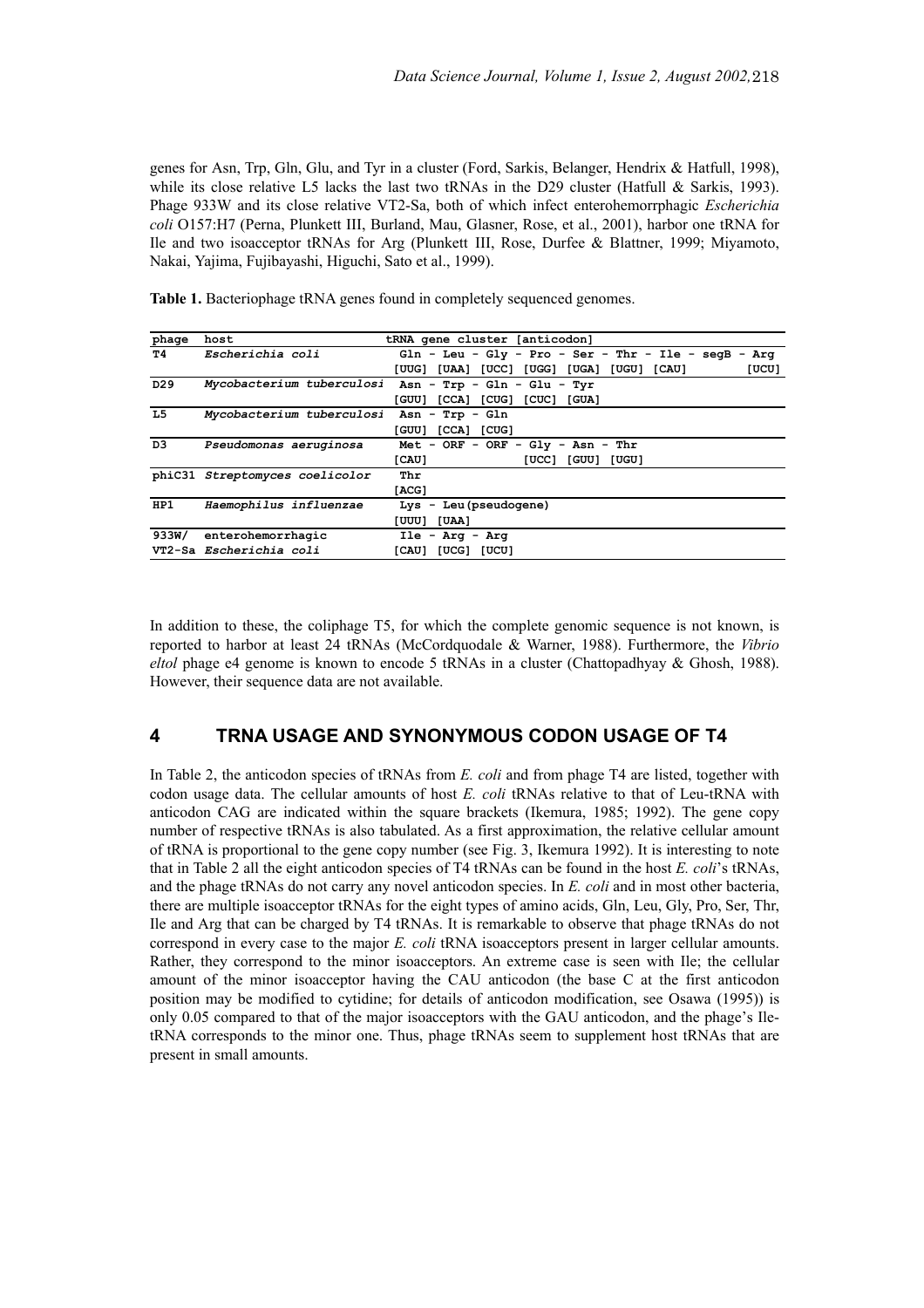genes for Asn, Trp, Gln, Glu, and Tyr in a cluster (Ford, Sarkis, Belanger, Hendrix & Hatfull, 1998), while its close relative L5 lacks the last two tRNAs in the D29 cluster (Hatfull & Sarkis, 1993). Phage 933W and its close relative VT2-Sa, both of which infect enterohemorrphagic *Escherichia coli* O157:H7 (Perna, Plunkett III, Burland, Mau, Glasner, Rose, et al., 2001), harbor one tRNA for Ile and two isoacceptor tRNAs for Arg (Plunkett III, Rose, Durfee & Blattner, 1999; Miyamoto, Nakai, Yajima, Fujibayashi, Higuchi, Sato et al., 1999).

**Table 1.** Bacteriophage tRNA genes found in completely sequenced genomes.

| phage | host | tRNA gene cluster [anticodon] |
|---|---|---|
| T4 | *Escherichia coli* | Gln - Leu - Gly - Pro - Ser - Thr - Ile - segB - Arg<br>[UUG] [UAA] [UCC] [UGG] [UGA] [UGU] [CAU] [UCU] |
| D29 | *Mycobacterium tuberculosi* | Asn - Trp - Gln - Glu - Tyr<br>[GUU] [CCA] [CUG] [CUC] [GUA] |
| L5 | *Mycobacterium tuberculosi* | Asn - Trp - Gln<br>[GUU] [CCA] [CUG] |
| D3 | *Pseudomonas aeruginosa* | Met - ORF - ORF - Gly - Asn - Thr<br>[CAU] [UCC] [GUU] [UGU] |
| phiC31 | *Streptomyces coelicolor* | Thr<br>[ACG] |
| HP1 | *Haemophilus influenzae* | Lys - Leu(pseudogene)<br>[UUU] [UAA] |
| 933W/ VT2-Sa | enterohemorrhagic *Escherichia coli* | Ile - Arg - Arg<br>[CAU] [UCG] [UCU] |

In addition to these, the coliphage T5, for which the complete genomic sequence is not known, is reported to harbor at least 24 tRNAs (McCordquodale & Warner, 1988). Furthermore, the *Vibrio eltol* phage e4 genome is known to encode 5 tRNAs in a cluster (Chattopadhyay & Ghosh, 1988). However, their sequence data are not available.

## 4 TRNA USAGE AND SYNONYMOUS CODON USAGE OF T4

In Table 2, the anticodon species of tRNAs from *E. coli* and from phage T4 are listed, together with codon usage data. The cellular amounts of host *E. coli* tRNAs relative to that of Leu-tRNA with anticodon CAG are indicated within the square brackets (Ikemura, 1985; 1992). The gene copy number of respective tRNAs is also tabulated. As a first approximation, the relative cellular amount of tRNA is proportional to the gene copy number (see Fig. 3, Ikemura 1992). It is interesting to note that in Table 2 all the eight anticodon species of T4 tRNAs can be found in the host *E. coli*'s tRNAs, and the phage tRNAs do not carry any novel anticodon species. In *E. coli* and in most other bacteria, there are multiple isoacceptor tRNAs for the eight types of amino acids, Gln, Leu, Gly, Pro, Ser, Thr, Ile and Arg that can be charged by T4 tRNAs. It is remarkable to observe that phage tRNAs do not correspond in every case to the major *E. coli* tRNA isoacceptors present in larger cellular amounts. Rather, they correspond to the minor isoacceptors. An extreme case is seen with Ile; the cellular amount of the minor isoacceptor having the CAU anticodon (the base C at the first anticodon position may be modified to cytidine; for details of anticodon modification, see Osawa (1995)) is only 0.05 compared to that of the major isoacceptors with the GAU anticodon, and the phage's Ile-tRNA corresponds to the minor one. Thus, phage tRNAs seem to supplement host tRNAs that are present in small amounts.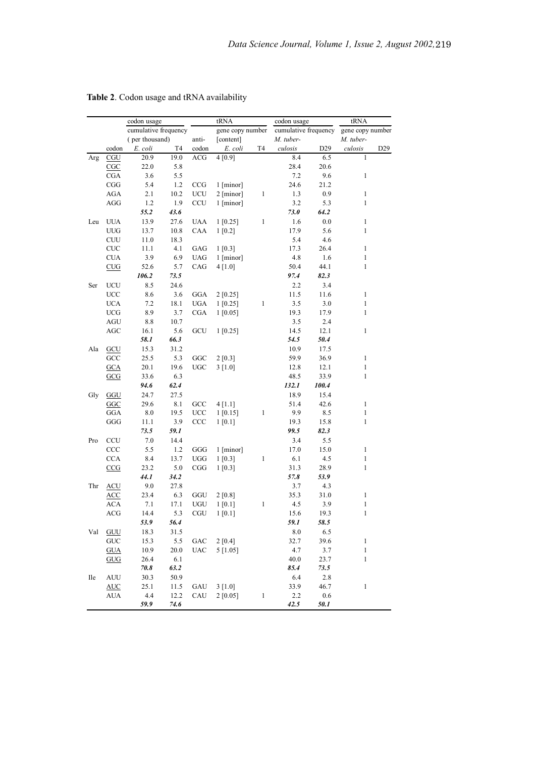**Table 2**. Codon usage and tRNA availability

| | | codon usage | | | tRNA | | codon usage | | tRNA | |
|---|---|---|---|---|---|---|---|---|---|---|
| | | cumulative frequency ( per thousand) | | anti- | gene copy number [content] | | cumulative frequency | | gene copy number | |
| | codon | *E. coli* | T4 | codon | *E. coli* | T4 | *M. tuberculosis* | D29 | *M. tuberculosis* | D29 |
| Arg | <u>CGU</u> | 20.9 | 19.0 | ACG | 4 [0.9] | | 8.4 | 6.5 | 1 | |
| | <u>CGC</u> | 22.0 | 5.8 | | | | 28.4 | 20.6 | | |
| | CGA | 3.6 | 5.5 | | | | 7.2 | 9.6 | 1 | |
| | CGG | 5.4 | 1.2 | CCG | 1 [minor] | | 24.6 | 21.2 | | |
| | AGA | 2.1 | 10.2 | UCU | 2 [minor] | 1 | 1.3 | 0.9 | 1 | |
| | AGG | 1.2 | 1.9 | CCU | 1 [minor] | | 3.2 | 5.3 | 1 | |
| | | ***55.2*** | ***43.6*** | | | | ***73.0*** | ***64.2*** | | |
| Leu | UUA | 13.9 | 27.6 | UAA | 1 [0.25] | 1 | 1.6 | 0.0 | 1 | |
| | UUG | 13.7 | 10.8 | CAA | 1 [0.2] | | 17.9 | 5.6 | 1 | |
| | CUU | 11.0 | 18.3 | | | | 5.4 | 4.6 | | |
| | CUC | 11.1 | 4.1 | GAG | 1 [0.3] | | 17.3 | 26.4 | 1 | |
| | CUA | 3.9 | 6.9 | UAG | 1 [minor] | | 4.8 | 1.6 | 1 | |
| | <u>CUG</u> | 52.6 | 5.7 | CAG | 4 [1.0] | | 50.4 | 44.1 | 1 | |
| | | ***106.2*** | ***73.5*** | | | | ***97.4*** | ***82.3*** | | |
| Ser | UCU | 8.5 | 24.6 | | | | 2.2 | 3.4 | | |
| | UCC | 8.6 | 3.6 | GGA | 2 [0.25] | | 11.5 | 11.6 | 1 | |
| | UCA | 7.2 | 18.1 | UGA | 1 [0.25] | 1 | 3.5 | 3.0 | 1 | |
| | UCG | 8.9 | 3.7 | CGA | 1 [0.05] | | 19.3 | 17.9 | 1 | |
| | AGU | 8.8 | 10.7 | | | | 3.5 | 2.4 | | |
| | AGC | 16.1 | 5.6 | GCU | 1 [0.25] | | 14.5 | 12.1 | 1 | |
| | | ***58.1*** | ***66.3*** | | | | ***54.5*** | ***50.4*** | | |
| Ala | <u>GCU</u> | 15.3 | 31.2 | | | | 10.9 | 17.5 | | |
| | GCC | 25.5 | 5.3 | GGC | 2 [0.3] | | 59.9 | 36.9 | 1 | |
| | <u>GCA</u> | 20.1 | 19.6 | UGC | 3 [1.0] | | 12.8 | 12.1 | 1 | |
| | <u>GCG</u> | 33.6 | 6.3 | | | | 48.5 | 33.9 | 1 | |
| | | ***94.6*** | ***62.4*** | | | | ***132.1*** | ***100.4*** | | |
| Gly | <u>GGU</u> | 24.7 | 27.5 | | | | 18.9 | 15.4 | | |
| | <u>GGC</u> | 29.6 | 8.1 | GCC | 4 [1.1] | | 51.4 | 42.6 | 1 | |
| | GGA | 8.0 | 19.5 | UCC | 1 [0.15] | 1 | 9.9 | 8.5 | 1 | |
| | GGG | 11.1 | 3.9 | CCC | 1 [0.1] | | 19.3 | 15.8 | 1 | |
| | | ***73.5*** | ***59.1*** | | | | ***99.5*** | ***82.3*** | | |
| Pro | CCU | 7.0 | 14.4 | | | | 3.4 | 5.5 | | |
| | CCC | 5.5 | 1.2 | GGG | 1 [minor] | | 17.0 | 15.0 | 1 | |
| | CCA | 8.4 | 13.7 | UGG | 1 [0.3] | 1 | 6.1 | 4.5 | 1 | |
| | <u>CCG</u> | 23.2 | 5.0 | CGG | 1 [0.3] | | 31.3 | 28.9 | 1 | |
| | | ***44.1*** | ***34.2*** | | | | ***57.8*** | ***53.9*** | | |
| Thr | <u>ACU</u> | 9.0 | 27.8 | | | | 3.7 | 4.3 | | |
| | <u>ACC</u> | 23.4 | 6.3 | GGU | 2 [0.8] | | 35.3 | 31.0 | 1 | |
| | ACA | 7.1 | 17.1 | UGU | 1 [0.1] | 1 | 4.5 | 3.9 | 1 | |
| | ACG | 14.4 | 5.3 | CGU | 1 [0.1] | | 15.6 | 19.3 | 1 | |
| | | ***53.9*** | ***56.4*** | | | | ***59.1*** | ***58.5*** | | |
| Val | <u>GUU</u> | 18.3 | 31.5 | | | | 8.0 | 6.5 | | |
| | GUC | 15.3 | 5.5 | GAC | 2 [0.4] | | 32.7 | 39.6 | 1 | |
| | <u>GUA</u> | 10.9 | 20.0 | UAC | 5 [1.05] | | 4.7 | 3.7 | 1 | |
| | <u>GUG</u> | 26.4 | 6.1 | | | | 40.0 | 23.7 | 1 | |
| | | ***70.8*** | ***63.2*** | | | | ***85.4*** | ***73.5*** | | |
| Ile | AUU | 30.3 | 50.9 | | | | 6.4 | 2.8 | | |
| | <u>AUC</u> | 25.1 | 11.5 | GAU | 3 [1.0] | | 33.9 | 46.7 | 1 | |
| | AUA | 4.4 | 12.2 | CAU | 2 [0.05] | 1 | 2.2 | 0.6 | | |
| | | ***59.9*** | ***74.6*** | | | | ***42.5*** | ***50.1*** | | |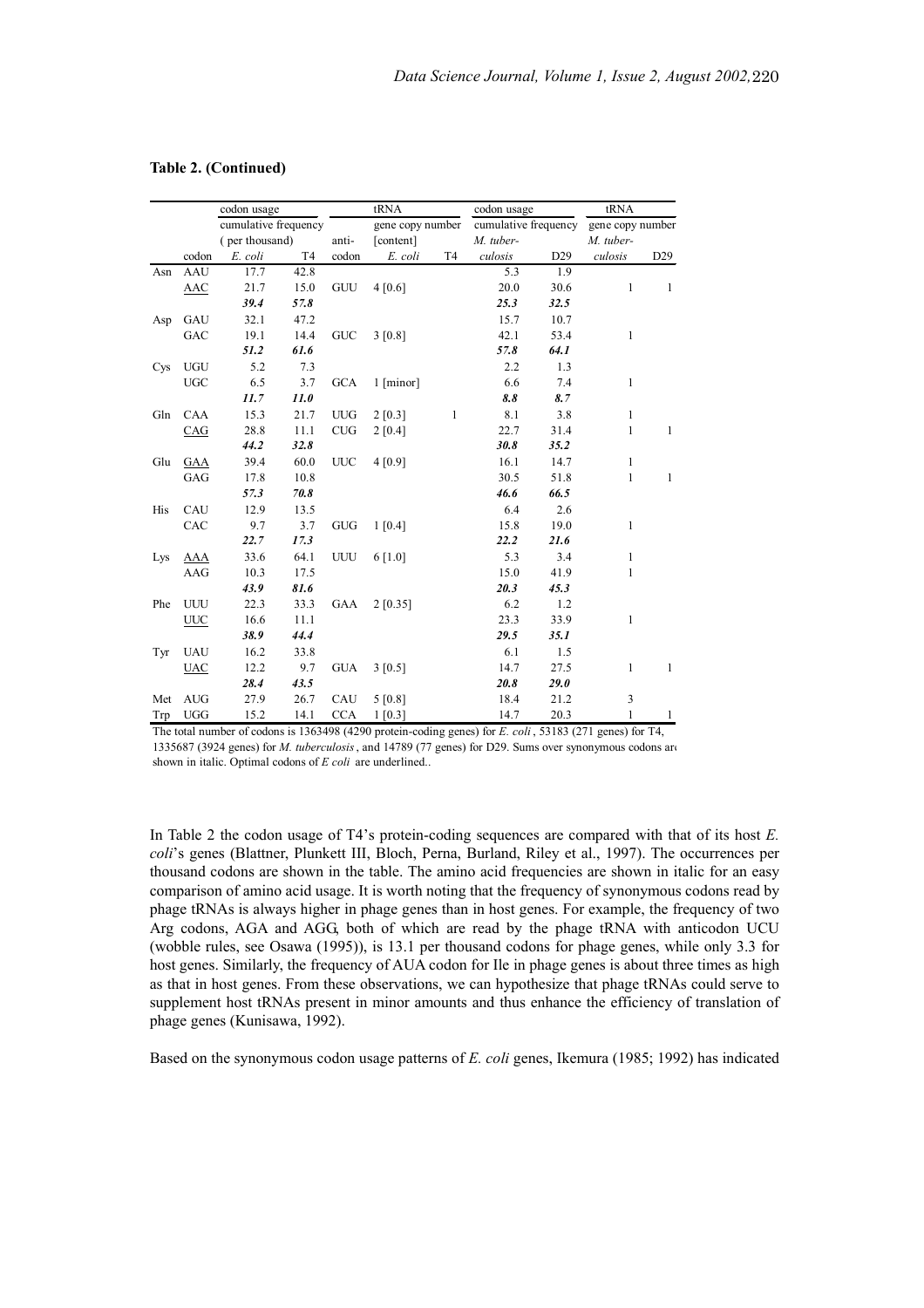**Table 2. (Continued)**

| | | codon usage | | | tRNA | | codon usage | | tRNA | |
|---|---|---|---|---|---|---|---|---|---|---|
| | | cumulative frequency | | | gene copy number | | cumulative frequency | | gene copy number | |
| | | ( per thousand) | | anti- | [content] | | *M. tuber-* | | *M. tuber-* | |
| | codon | *E. coli* | T4 | codon | *E. coli* | T4 | *culosis* | D29 | *culosis* | D29 |
| Asn | AAU | 17.7 | 42.8 | | | | 5.3 | 1.9 | | |
| | <u>AAC</u> | 21.7 | 15.0 | GUU | 4 [0.6] | | 20.0 | 30.6 | 1 | 1 |
| | | ***39.4*** | ***57.8*** | | | | ***25.3*** | ***32.5*** | | |
| Asp | GAU | 32.1 | 47.2 | | | | 15.7 | 10.7 | | |
| | GAC | 19.1 | 14.4 | GUC | 3 [0.8] | | 42.1 | 53.4 | 1 | |
| | | ***51.2*** | ***61.6*** | | | | ***57.8*** | ***64.1*** | | |
| Cys | UGU | 5.2 | 7.3 | | | | 2.2 | 1.3 | | |
| | UGC | 6.5 | 3.7 | GCA | 1 [minor] | | 6.6 | 7.4 | 1 | |
| | | ***11.7*** | ***11.0*** | | | | ***8.8*** | ***8.7*** | | |
| Gln | CAA | 15.3 | 21.7 | UUG | 2 [0.3] | 1 | 8.1 | 3.8 | 1 | |
| | <u>CAG</u> | 28.8 | 11.1 | CUG | 2 [0.4] | | 22.7 | 31.4 | 1 | 1 |
| | | ***44.2*** | ***32.8*** | | | | ***30.8*** | ***35.2*** | | |
| Glu | <u>GAA</u> | 39.4 | 60.0 | UUC | 4 [0.9] | | 16.1 | 14.7 | 1 | |
| | GAG | 17.8 | 10.8 | | | | 30.5 | 51.8 | 1 | 1 |
| | | ***57.3*** | ***70.8*** | | | | ***46.6*** | ***66.5*** | | |
| His | CAU | 12.9 | 13.5 | | | | 6.4 | 2.6 | | |
| | CAC | 9.7 | 3.7 | GUG | 1 [0.4] | | 15.8 | 19.0 | 1 | |
| | | ***22.7*** | ***17.3*** | | | | ***22.2*** | ***21.6*** | | |
| Lys | <u>AAA</u> | 33.6 | 64.1 | UUU | 6 [1.0] | | 5.3 | 3.4 | 1 | |
| | AAG | 10.3 | 17.5 | | | | 15.0 | 41.9 | 1 | |
| | | ***43.9*** | ***81.6*** | | | | ***20.3*** | ***45.3*** | | |
| Phe | UUU | 22.3 | 33.3 | GAA | 2 [0.35] | | 6.2 | 1.2 | | |
| | <u>UUC</u> | 16.6 | 11.1 | | | | 23.3 | 33.9 | 1 | |
| | | ***38.9*** | ***44.4*** | | | | ***29.5*** | ***35.1*** | | |
| Tyr | UAU | 16.2 | 33.8 | | | | 6.1 | 1.5 | | |
| | <u>UAC</u> | 12.2 | 9.7 | GUA | 3 [0.5] | | 14.7 | 27.5 | 1 | 1 |
| | | ***28.4*** | ***43.5*** | | | | ***20.8*** | ***29.0*** | | |
| Met | AUG | 27.9 | 26.7 | CAU | 5 [0.8] | | 18.4 | 21.2 | 3 | |
| Trp | UGG | 15.2 | 14.1 | CCA | 1 [0.3] | | 14.7 | 20.3 | 1 | 1 |

The total number of codons is 1363498 (4290 protein-coding genes) for *E. coli*, 53183 (271 genes) for T4, 1335687 (3924 genes) for *M. tuberculosis*, and 14789 (77 genes) for D29. Sums over synonymous codons are shown in italic. Optimal codons of *E coli* are underlined..

In Table 2 the codon usage of T4's protein-coding sequences are compared with that of its host *E. coli*'s genes (Blattner, Plunkett III, Bloch, Perna, Burland, Riley et al., 1997). The occurrences per thousand codons are shown in the table. The amino acid frequencies are shown in italic for an easy comparison of amino acid usage. It is worth noting that the frequency of synonymous codons read by phage tRNAs is always higher in phage genes than in host genes. For example, the frequency of two Arg codons, AGA and AGG, both of which are read by the phage tRNA with anticodon UCU (wobble rules, see Osawa (1995)), is 13.1 per thousand codons for phage genes, while only 3.3 for host genes. Similarly, the frequency of AUA codon for Ile in phage genes is about three times as high as that in host genes. From these observations, we can hypothesize that phage tRNAs could serve to supplement host tRNAs present in minor amounts and thus enhance the efficiency of translation of phage genes (Kunisawa, 1992).

Based on the synonymous codon usage patterns of *E. coli* genes, Ikemura (1985; 1992) has indicated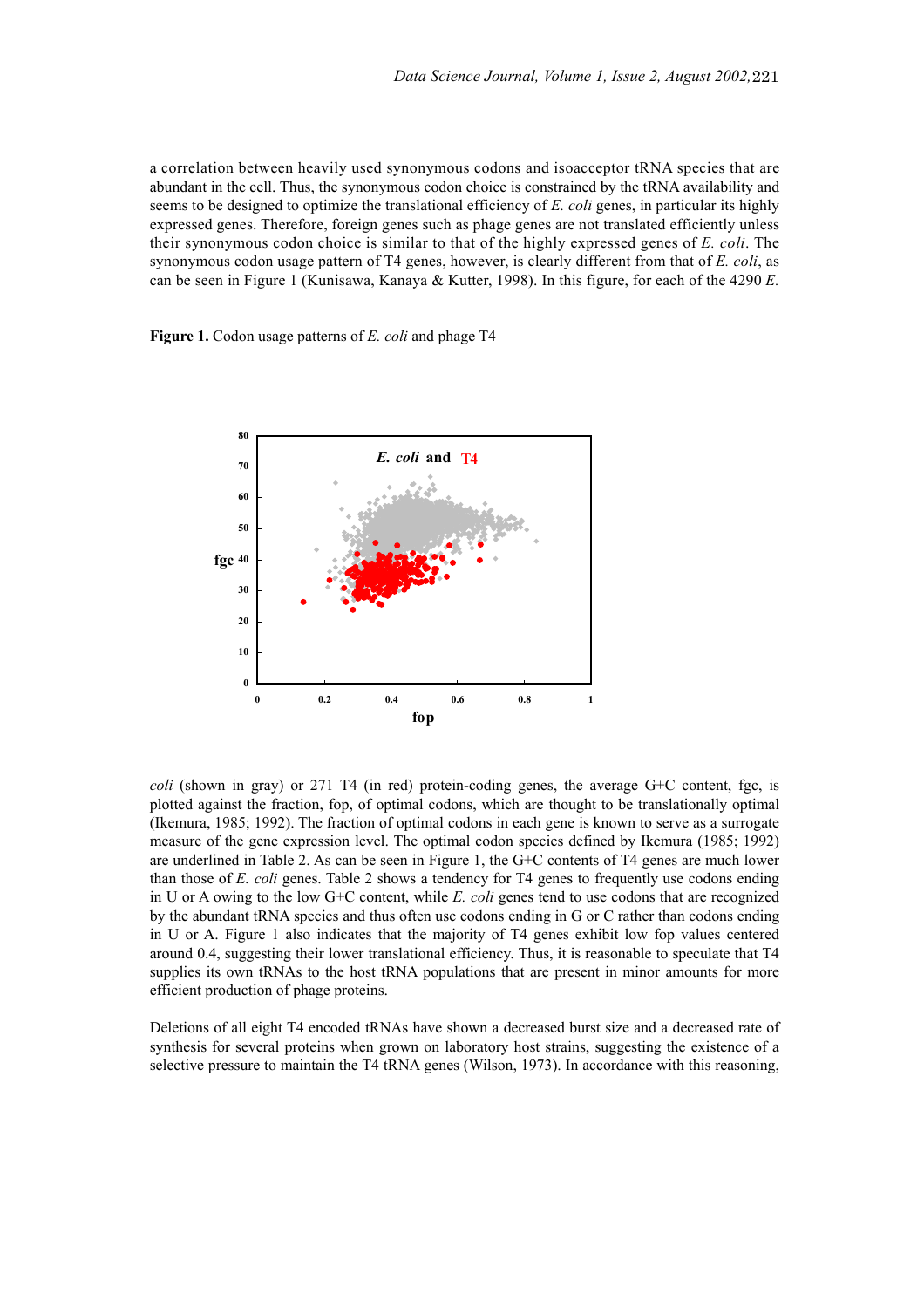a correlation between heavily used synonymous codons and isoacceptor tRNA species that are abundant in the cell. Thus, the synonymous codon choice is constrained by the tRNA availability and seems to be designed to optimize the translational efficiency of *E. coli* genes, in particular its highly expressed genes. Therefore, foreign genes such as phage genes are not translated efficiently unless their synonymous codon choice is similar to that of the highly expressed genes of *E. coli*. The synonymous codon usage pattern of T4 genes, however, is clearly different from that of *E. coli*, as can be seen in Figure 1 (Kunisawa, Kanaya & Kutter, 1998). In this figure, for each of the 4290 *E.*

**Figure 1.** Codon usage patterns of *E. coli* and phage T4

*coli* (shown in gray) or 271 T4 (in red) protein-coding genes, the average G+C content, fgc, is plotted against the fraction, fop, of optimal codons, which are thought to be translationally optimal (Ikemura, 1985; 1992). The fraction of optimal codons in each gene is known to serve as a surrogate measure of the gene expression level. The optimal codon species defined by Ikemura (1985; 1992) are underlined in Table 2. As can be seen in Figure 1, the G+C contents of T4 genes are much lower than those of *E. coli* genes. Table 2 shows a tendency for T4 genes to frequently use codons ending in U or A owing to the low G+C content, while *E. coli* genes tend to use codons that are recognized by the abundant tRNA species and thus often use codons ending in G or C rather than codons ending in U or A. Figure 1 also indicates that the majority of T4 genes exhibit low fop values centered around 0.4, suggesting their lower translational efficiency. Thus, it is reasonable to speculate that T4 supplies its own tRNAs to the host tRNA populations that are present in minor amounts for more efficient production of phage proteins.

Deletions of all eight T4 encoded tRNAs have shown a decreased burst size and a decreased rate of synthesis for several proteins when grown on laboratory host strains, suggesting the existence of a selective pressure to maintain the T4 tRNA genes (Wilson, 1973). In accordance with this reasoning,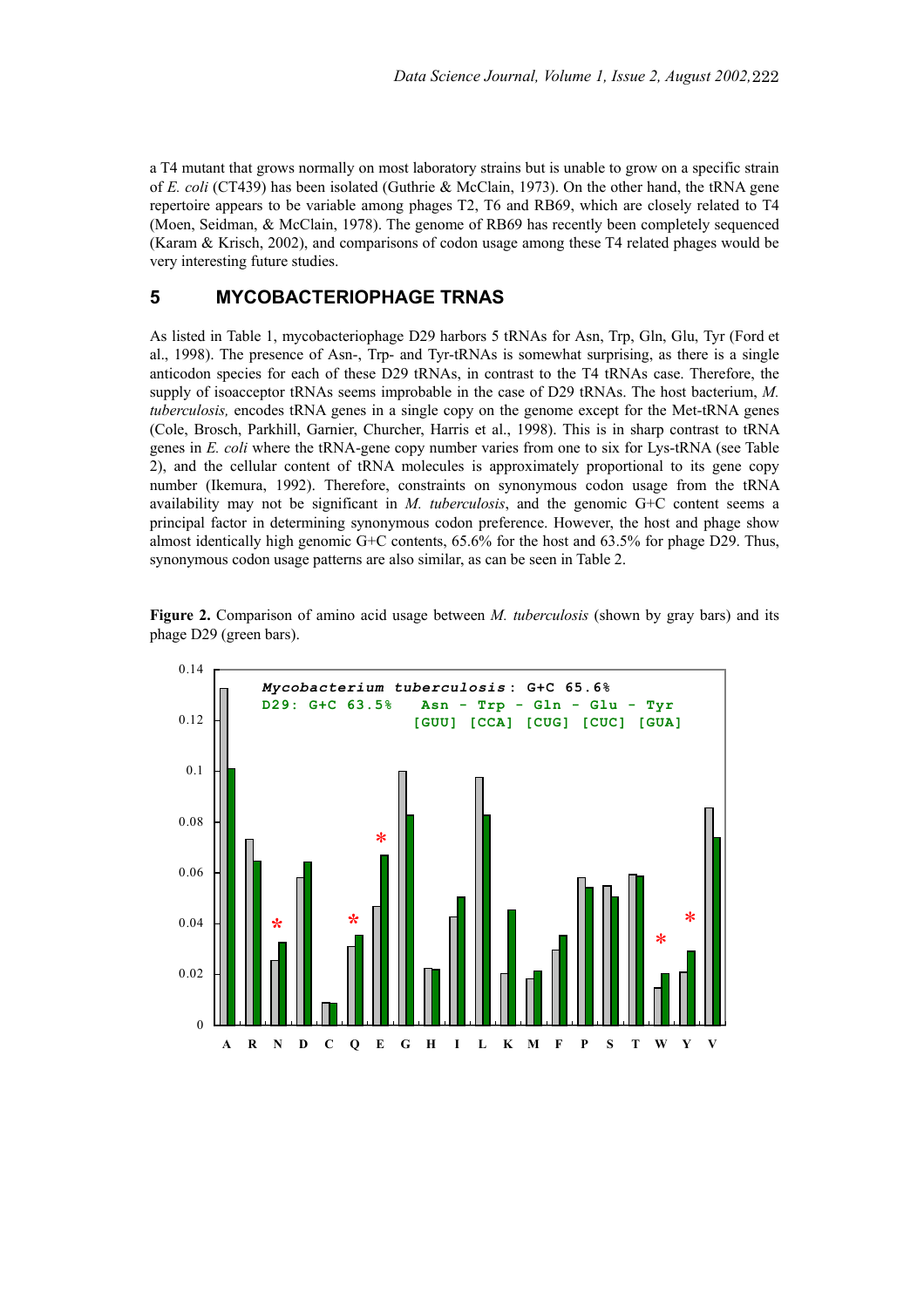a T4 mutant that grows normally on most laboratory strains but is unable to grow on a specific strain of *E. coli* (CT439) has been isolated (Guthrie & McClain, 1973). On the other hand, the tRNA gene repertoire appears to be variable among phages T2, T6 and RB69, which are closely related to T4 (Moen, Seidman, & McClain, 1978). The genome of RB69 has recently been completely sequenced (Karam & Krisch, 2002), and comparisons of codon usage among these T4 related phages would be very interesting future studies.

## 5 MYCOBACTERIOPHAGE TRNAS

As listed in Table 1, mycobacteriophage D29 harbors 5 tRNAs for Asn, Trp, Gln, Glu, Tyr (Ford et al., 1998). The presence of Asn-, Trp- and Tyr-tRNAs is somewhat surprising, as there is a single anticodon species for each of these D29 tRNAs, in contrast to the T4 tRNAs case. Therefore, the supply of isoacceptor tRNAs seems improbable in the case of D29 tRNAs. The host bacterium, *M. tuberculosis,* encodes tRNA genes in a single copy on the genome except for the Met-tRNA genes (Cole, Brosch, Parkhill, Garnier, Churcher, Harris et al., 1998). This is in sharp contrast to tRNA genes in *E. coli* where the tRNA-gene copy number varies from one to six for Lys-tRNA (see Table 2), and the cellular content of tRNA molecules is approximately proportional to its gene copy number (Ikemura, 1992). Therefore, constraints on synonymous codon usage from the tRNA availability may not be significant in *M. tuberculosis*, and the genomic G+C content seems a principal factor in determining synonymous codon preference. However, the host and phage show almost identically high genomic G+C contents, 65.6% for the host and 63.5% for phage D29. Thus, synonymous codon usage patterns are also similar, as can be seen in Table 2.

**Figure 2.** Comparison of amino acid usage between *M. tuberculosis* (shown by gray bars) and its phage D29 (green bars).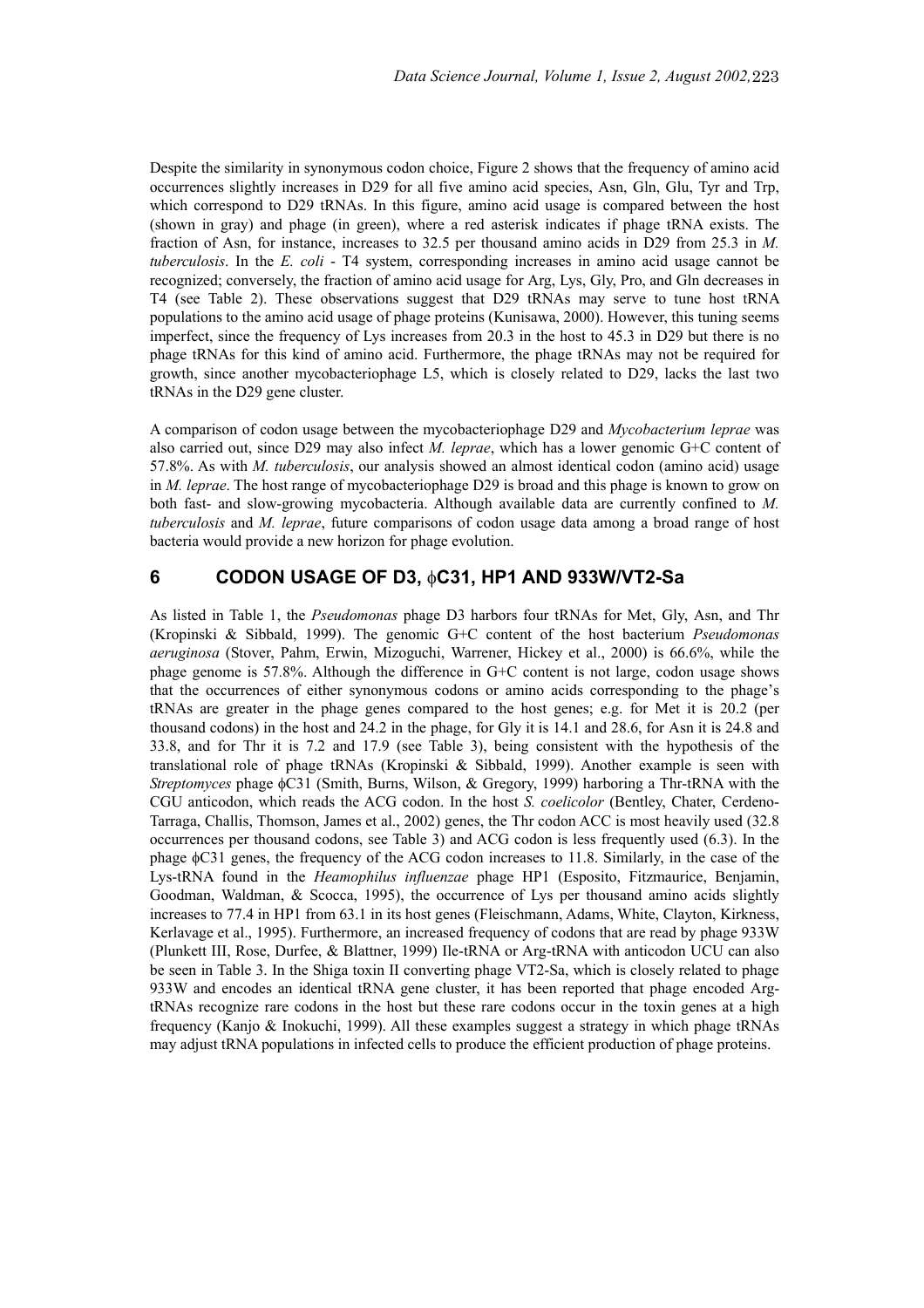Despite the similarity in synonymous codon choice, Figure 2 shows that the frequency of amino acid occurrences slightly increases in D29 for all five amino acid species, Asn, Gln, Glu, Tyr and Trp, which correspond to D29 tRNAs. In this figure, amino acid usage is compared between the host (shown in gray) and phage (in green), where a red asterisk indicates if phage tRNA exists. The fraction of Asn, for instance, increases to 32.5 per thousand amino acids in D29 from 25.3 in *M. tuberculosis*. In the *E. coli* - T4 system, corresponding increases in amino acid usage cannot be recognized; conversely, the fraction of amino acid usage for Arg, Lys, Gly, Pro, and Gln decreases in T4 (see Table 2). These observations suggest that D29 tRNAs may serve to tune host tRNA populations to the amino acid usage of phage proteins (Kunisawa, 2000). However, this tuning seems imperfect, since the frequency of Lys increases from 20.3 in the host to 45.3 in D29 but there is no phage tRNAs for this kind of amino acid. Furthermore, the phage tRNAs may not be required for growth, since another mycobacteriophage L5, which is closely related to D29, lacks the last two tRNAs in the D29 gene cluster.

A comparison of codon usage between the mycobacteriophage D29 and *Mycobacterium leprae* was also carried out, since D29 may also infect *M. leprae*, which has a lower genomic G+C content of 57.8%. As with *M. tuberculosis*, our analysis showed an almost identical codon (amino acid) usage in *M. leprae*. The host range of mycobacteriophage D29 is broad and this phage is known to grow on both fast- and slow-growing mycobacteria. Although available data are currently confined to *M. tuberculosis* and *M. leprae*, future comparisons of codon usage data among a broad range of host bacteria would provide a new horizon for phage evolution.

## 6 CODON USAGE OF D3, ϕC31, HP1 AND 933W/VT2-Sa

As listed in Table 1, the *Pseudomonas* phage D3 harbors four tRNAs for Met, Gly, Asn, and Thr (Kropinski & Sibbald, 1999). The genomic G+C content of the host bacterium *Pseudomonas aeruginosa* (Stover, Pahm, Erwin, Mizoguchi, Warrener, Hickey et al., 2000) is 66.6%, while the phage genome is 57.8%. Although the difference in G+C content is not large, codon usage shows that the occurrences of either synonymous codons or amino acids corresponding to the phage's tRNAs are greater in the phage genes compared to the host genes; e.g. for Met it is 20.2 (per thousand codons) in the host and 24.2 in the phage, for Gly it is 14.1 and 28.6, for Asn it is 24.8 and 33.8, and for Thr it is 7.2 and 17.9 (see Table 3), being consistent with the hypothesis of the translational role of phage tRNAs (Kropinski & Sibbald, 1999). Another example is seen with *Streptomyces* phage ϕC31 (Smith, Burns, Wilson, & Gregory, 1999) harboring a Thr-tRNA with the CGU anticodon, which reads the ACG codon. In the host *S. coelicolor* (Bentley, Chater, Cerdeno-Tarraga, Challis, Thomson, James et al., 2002) genes, the Thr codon ACC is most heavily used (32.8 occurrences per thousand codons, see Table 3) and ACG codon is less frequently used (6.3). In the phage ϕC31 genes, the frequency of the ACG codon increases to 11.8. Similarly, in the case of the Lys-tRNA found in the *Heamophilus influenzae* phage HP1 (Esposito, Fitzmaurice, Benjamin, Goodman, Waldman, & Scocca, 1995), the occurrence of Lys per thousand amino acids slightly increases to 77.4 in HP1 from 63.1 in its host genes (Fleischmann, Adams, White, Clayton, Kirkness, Kerlavage et al., 1995). Furthermore, an increased frequency of codons that are read by phage 933W (Plunkett III, Rose, Durfee, & Blattner, 1999) Ile-tRNA or Arg-tRNA with anticodon UCU can also be seen in Table 3. In the Shiga toxin II converting phage VT2-Sa, which is closely related to phage 933W and encodes an identical tRNA gene cluster, it has been reported that phage encoded Arg-tRNAs recognize rare codons in the host but these rare codons occur in the toxin genes at a high frequency (Kanjo & Inokuchi, 1999). All these examples suggest a strategy in which phage tRNAs may adjust tRNA populations in infected cells to produce the efficient production of phage proteins.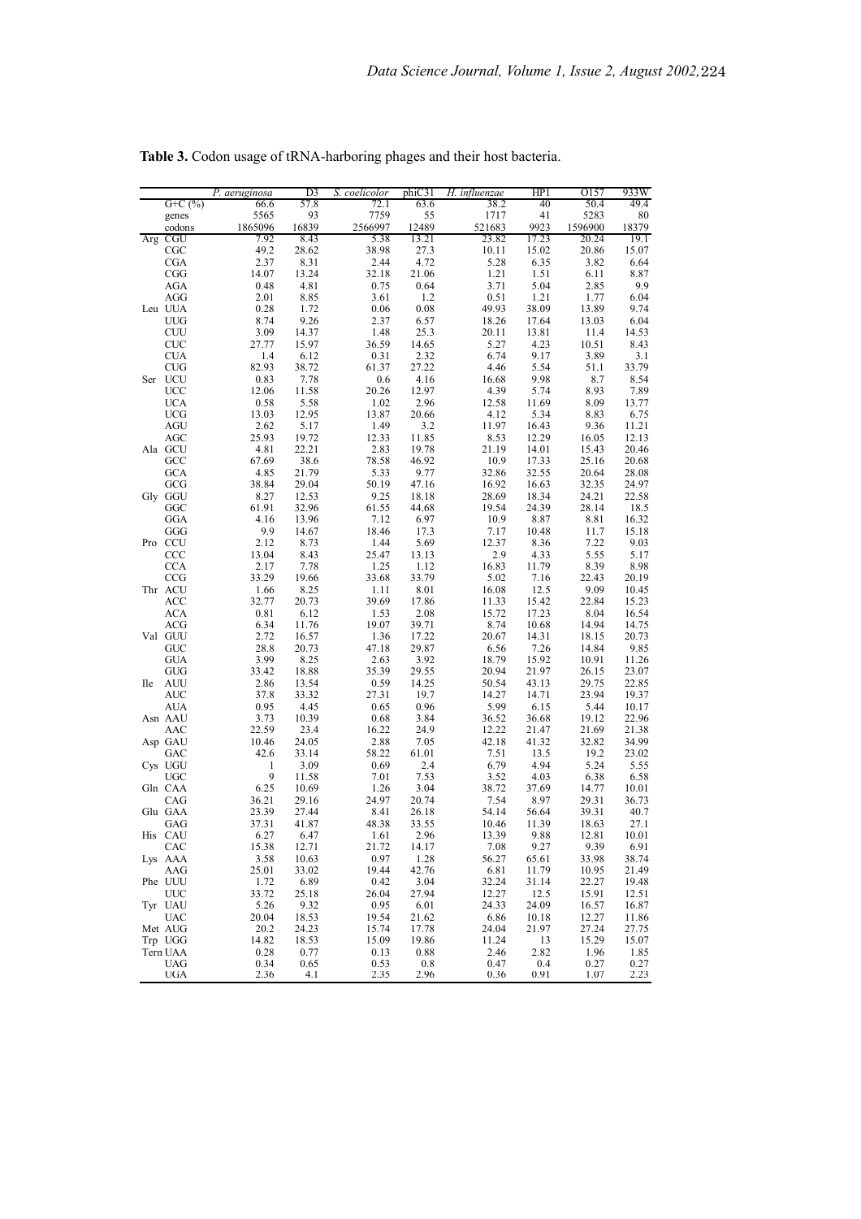**Table 3.** Codon usage of tRNA-harboring phages and their host bacteria.

| | | *P. aeruginosa* | D3 | *S. coelicolor* | phiC31 | *H. influenzae* | HP1 | O157 | 933W |
|---|---|---|---|---|---|---|---|---|---|
| | G+C (%) | 66.6 | 57.8 | 72.1 | 63.6 | 38.2 | 40 | 50.4 | 49.4 |
| | genes | 5565 | 93 | 7759 | 55 | 1717 | 41 | 5283 | 80 |
| | codons | 1865096 | 16839 | 2566997 | 12489 | 521683 | 9923 | 1596900 | 18379 |
| Arg | CGU | 7.92 | 8.43 | 5.38 | 13.21 | 23.82 | 17.23 | 20.24 | 19.1 |
| | CGC | 49.2 | 28.62 | 38.98 | 27.3 | 10.11 | 15.02 | 20.86 | 15.07 |
| | CGA | 2.37 | 8.31 | 2.44 | 4.72 | 5.28 | 6.35 | 3.82 | 6.64 |
| | CGG | 14.07 | 13.24 | 32.18 | 21.06 | 1.21 | 1.51 | 6.11 | 8.87 |
| | AGA | 0.48 | 4.81 | 0.75 | 0.64 | 3.71 | 5.04 | 2.85 | 9.9 |
| | AGG | 2.01 | 8.85 | 3.61 | 1.2 | 0.51 | 1.21 | 1.77 | 6.04 |
| Leu | UUA | 0.28 | 1.72 | 0.06 | 0.08 | 49.93 | 38.09 | 13.89 | 9.74 |
| | UUG | 8.74 | 9.26 | 2.37 | 6.57 | 18.26 | 17.64 | 13.03 | 6.04 |
| | CUU | 3.09 | 14.37 | 1.48 | 25.3 | 20.11 | 13.81 | 11.4 | 14.53 |
| | CUC | 27.77 | 15.97 | 36.59 | 14.65 | 5.27 | 4.23 | 10.51 | 8.43 |
| | CUA | 1.4 | 6.12 | 0.31 | 2.32 | 6.74 | 9.17 | 3.89 | 3.1 |
| | CUG | 82.93 | 38.72 | 61.37 | 27.22 | 4.46 | 5.54 | 51.1 | 33.79 |
| Ser | UCU | 0.83 | 7.78 | 0.6 | 4.16 | 16.68 | 9.98 | 8.7 | 8.54 |
| | UCC | 12.06 | 11.58 | 20.26 | 12.97 | 4.39 | 5.74 | 8.93 | 7.89 |
| | UCA | 0.58 | 5.58 | 1.02 | 2.96 | 12.58 | 11.69 | 8.09 | 13.77 |
| | UCG | 13.03 | 12.95 | 13.87 | 20.66 | 4.12 | 5.34 | 8.83 | 6.75 |
| | AGU | 2.62 | 5.17 | 1.49 | 3.2 | 11.97 | 16.43 | 9.36 | 11.21 |
| | AGC | 25.93 | 19.72 | 12.33 | 11.85 | 8.53 | 12.29 | 16.05 | 12.13 |
| Ala | GCU | 4.81 | 22.21 | 2.83 | 19.78 | 21.19 | 14.01 | 15.43 | 20.46 |
| | GCC | 67.69 | 38.6 | 78.58 | 46.92 | 10.9 | 17.33 | 25.16 | 20.68 |
| | GCA | 4.85 | 21.79 | 5.33 | 9.77 | 32.86 | 32.55 | 20.64 | 28.08 |
| | GCG | 38.84 | 29.04 | 50.19 | 47.16 | 16.92 | 16.63 | 32.35 | 24.97 |
| Gly | GGU | 8.27 | 12.53 | 9.25 | 18.18 | 28.69 | 18.34 | 24.21 | 22.58 |
| | GGC | 61.91 | 32.96 | 61.55 | 44.68 | 19.54 | 24.39 | 28.14 | 18.5 |
| | GGA | 4.16 | 13.96 | 7.12 | 6.97 | 10.9 | 8.87 | 8.81 | 16.32 |
| | GGG | 9.9 | 14.67 | 18.46 | 17.3 | 7.17 | 10.48 | 11.7 | 15.18 |
| Pro | CCU | 2.12 | 8.73 | 1.44 | 5.69 | 12.37 | 8.36 | 7.22 | 9.03 |
| | CCC | 13.04 | 8.43 | 25.47 | 13.13 | 2.9 | 4.33 | 5.55 | 5.17 |
| | CCA | 2.17 | 7.78 | 1.25 | 1.12 | 16.83 | 11.79 | 8.39 | 8.98 |
| | CCG | 33.29 | 19.66 | 33.68 | 33.79 | 5.02 | 7.16 | 22.43 | 20.19 |
| Thr | ACU | 1.66 | 8.25 | 1.11 | 8.01 | 16.08 | 12.5 | 9.09 | 10.45 |
| | ACC | 32.77 | 20.73 | 39.69 | 17.86 | 11.33 | 15.42 | 22.84 | 15.23 |
| | ACA | 0.81 | 6.12 | 1.53 | 2.08 | 15.72 | 17.23 | 8.04 | 16.54 |
| | ACG | 6.34 | 11.76 | 19.07 | 39.71 | 8.74 | 10.68 | 14.94 | 14.75 |
| Val | GUU | 2.72 | 16.57 | 1.36 | 17.22 | 20.67 | 14.31 | 18.15 | 20.73 |
| | GUC | 28.8 | 20.73 | 47.18 | 29.87 | 6.56 | 7.26 | 14.84 | 9.85 |
| | GUA | 3.99 | 8.25 | 2.63 | 3.92 | 18.79 | 15.92 | 10.91 | 11.26 |
| | GUG | 33.42 | 18.88 | 35.39 | 29.55 | 20.94 | 21.97 | 26.15 | 23.07 |
| Ile | AUU | 2.86 | 13.54 | 0.59 | 14.25 | 50.54 | 43.13 | 29.75 | 22.85 |
| | AUC | 37.8 | 33.32 | 27.31 | 19.7 | 14.27 | 14.71 | 23.94 | 19.37 |
| | AUA | 0.95 | 4.45 | 0.65 | 0.96 | 5.99 | 6.15 | 5.44 | 10.17 |
| Asn | AAU | 3.73 | 10.39 | 0.68 | 3.84 | 36.52 | 36.68 | 19.12 | 22.96 |
| | AAC | 22.59 | 23.4 | 16.22 | 24.9 | 12.22 | 21.47 | 21.69 | 21.38 |
| Asp | GAU | 10.46 | 24.05 | 2.88 | 7.05 | 42.18 | 41.32 | 32.82 | 34.99 |
| | GAC | 42.6 | 33.14 | 58.22 | 61.01 | 7.51 | 13.5 | 19.2 | 23.02 |
| Cys | UGU | 1 | 3.09 | 0.69 | 2.4 | 6.79 | 4.94 | 5.24 | 5.55 |
| | UGC | 9 | 11.58 | 7.01 | 7.53 | 3.52 | 4.03 | 6.38 | 6.58 |
| Gln | CAA | 6.25 | 10.69 | 1.26 | 3.04 | 38.72 | 37.69 | 14.77 | 10.01 |
| | CAG | 36.21 | 29.16 | 24.97 | 20.74 | 7.54 | 8.97 | 29.31 | 36.73 |
| Glu | GAA | 23.39 | 27.44 | 8.41 | 26.18 | 54.14 | 56.64 | 39.31 | 40.7 |
| | GAG | 37.31 | 41.87 | 48.38 | 33.55 | 10.46 | 11.39 | 18.63 | 27.1 |
| His | CAU | 6.27 | 6.47 | 1.61 | 2.96 | 13.39 | 9.88 | 12.81 | 10.01 |
| | CAC | 15.38 | 12.71 | 21.72 | 14.17 | 7.08 | 9.27 | 9.39 | 6.91 |
| Lys | AAA | 3.58 | 10.63 | 0.97 | 1.28 | 56.27 | 65.61 | 33.98 | 38.74 |
| | AAG | 25.01 | 33.02 | 19.44 | 42.76 | 6.81 | 11.79 | 10.95 | 21.49 |
| Phe | UUU | 1.72 | 6.89 | 0.42 | 3.04 | 32.24 | 31.14 | 22.27 | 19.48 |
| | UUC | 33.72 | 25.18 | 26.04 | 27.94 | 12.27 | 12.5 | 15.91 | 12.51 |
| Tyr | UAU | 5.26 | 9.32 | 0.95 | 6.01 | 24.33 | 24.09 | 16.57 | 16.87 |
| | UAC | 20.04 | 18.53 | 19.54 | 21.62 | 6.86 | 10.18 | 12.27 | 11.86 |
| Met | AUG | 20.2 | 24.23 | 15.74 | 17.78 | 24.04 | 21.97 | 27.24 | 27.75 |
| Trp | UGG | 14.82 | 18.53 | 15.09 | 19.86 | 11.24 | 13 | 15.29 | 15.07 |
| Term | UAA | 0.28 | 0.77 | 0.13 | 0.88 | 2.46 | 2.82 | 1.96 | 1.85 |
| | UAG | 0.34 | 0.65 | 0.53 | 0.8 | 0.47 | 0.4 | 0.27 | 0.27 |
| | UGA | 2.36 | 4.1 | 2.35 | 2.96 | 0.36 | 0.91 | 1.07 | 2.23 |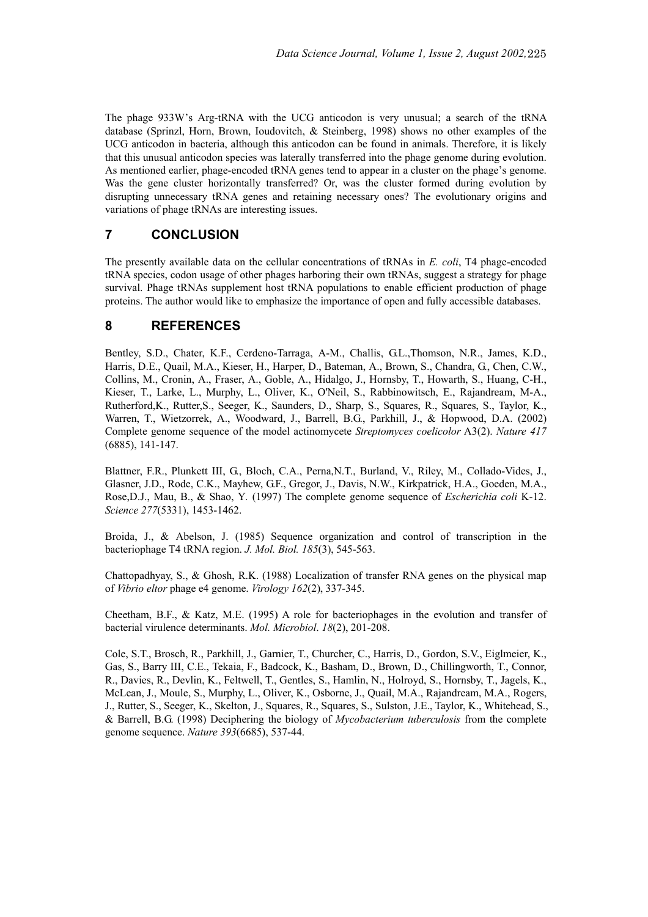The phage 933W's Arg-tRNA with the UCG anticodon is very unusual; a search of the tRNA database (Sprinzl, Horn, Brown, Ioudovitch, & Steinberg, 1998) shows no other examples of the UCG anticodon in bacteria, although this anticodon can be found in animals. Therefore, it is likely that this unusual anticodon species was laterally transferred into the phage genome during evolution. As mentioned earlier, phage-encoded tRNA genes tend to appear in a cluster on the phage's genome. Was the gene cluster horizontally transferred? Or, was the cluster formed during evolution by disrupting unnecessary tRNA genes and retaining necessary ones? The evolutionary origins and variations of phage tRNAs are interesting issues.

## 7 CONCLUSION

The presently available data on the cellular concentrations of tRNAs in *E. coli*, T4 phage-encoded tRNA species, codon usage of other phages harboring their own tRNAs, suggest a strategy for phage survival. Phage tRNAs supplement host tRNA populations to enable efficient production of phage proteins. The author would like to emphasize the importance of open and fully accessible databases.

## 8 REFERENCES

Bentley, S.D., Chater, K.F., Cerdeno-Tarraga, A-M., Challis, G.L.,Thomson, N.R., James, K.D., Harris, D.E., Quail, M.A., Kieser, H., Harper, D., Bateman, A., Brown, S., Chandra, G., Chen, C.W., Collins, M., Cronin, A., Fraser, A., Goble, A., Hidalgo, J., Hornsby, T., Howarth, S., Huang, C-H., Kieser, T., Larke, L., Murphy, L., Oliver, K., O'Neil, S., Rabbinowitsch, E., Rajandream, M-A., Rutherford,K., Rutter,S., Seeger, K., Saunders, D., Sharp, S., Squares, R., Squares, S., Taylor, K., Warren, T., Wietzorrek, A., Woodward, J., Barrell, B.G., Parkhill, J., & Hopwood, D.A. (2002) Complete genome sequence of the model actinomycete *Streptomyces coelicolor* A3(2). *Nature 417* (6885), 141-147.

Blattner, F.R., Plunkett III, G., Bloch, C.A., Perna,N.T., Burland, V., Riley, M., Collado-Vides, J., Glasner, J.D., Rode, C.K., Mayhew, G.F., Gregor, J., Davis, N.W., Kirkpatrick, H.A., Goeden, M.A., Rose,D.J., Mau, B., & Shao, Y. (1997) The complete genome sequence of *Escherichia coli* K-12. *Science 277*(5331), 1453-1462.

Broida, J., & Abelson, J. (1985) Sequence organization and control of transcription in the bacteriophage T4 tRNA region. *J. Mol. Biol. 185*(3), 545-563.

Chattopadhyay, S., & Ghosh, R.K. (1988) Localization of transfer RNA genes on the physical map of *Vibrio eltor* phage e4 genome. *Virology 162*(2), 337-345.

Cheetham, B.F., & Katz, M.E. (1995) A role for bacteriophages in the evolution and transfer of bacterial virulence determinants. *Mol. Microbiol*. *18*(2), 201-208.

Cole, S.T., Brosch, R., Parkhill, J., Garnier, T., Churcher, C., Harris, D., Gordon, S.V., Eiglmeier, K., Gas, S., Barry III, C.E., Tekaia, F., Badcock, K., Basham, D., Brown, D., Chillingworth, T., Connor, R., Davies, R., Devlin, K., Feltwell, T., Gentles, S., Hamlin, N., Holroyd, S., Hornsby, T., Jagels, K., McLean, J., Moule, S., Murphy, L., Oliver, K., Osborne, J., Quail, M.A., Rajandream, M.A., Rogers, J., Rutter, S., Seeger, K., Skelton, J., Squares, R., Squares, S., Sulston, J.E., Taylor, K., Whitehead, S., & Barrell, B.G. (1998) Deciphering the biology of *Mycobacterium tuberculosis* from the complete genome sequence. *Nature 393*(6685), 537-44.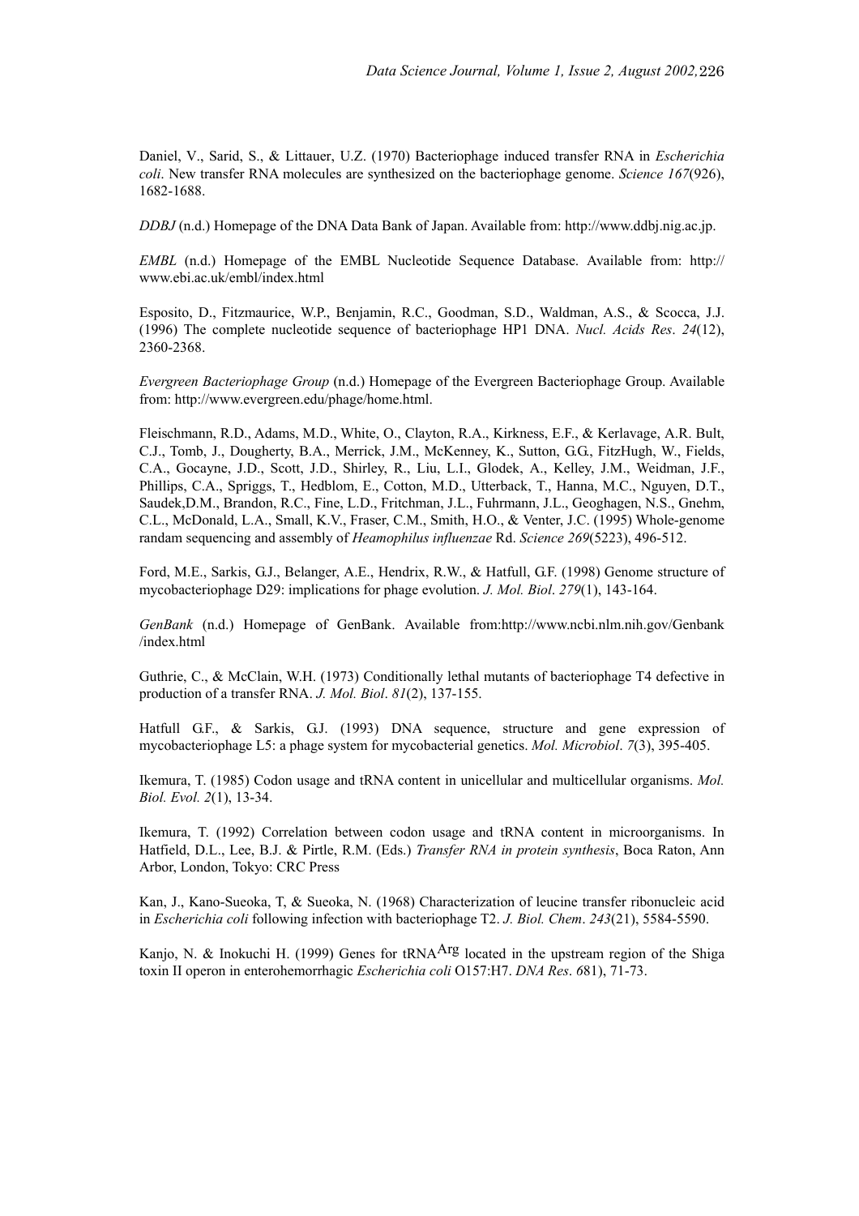Daniel, V., Sarid, S., & Littauer, U.Z. (1970) Bacteriophage induced transfer RNA in *Escherichia coli*. New transfer RNA molecules are synthesized on the bacteriophage genome. *Science 167*(926), 1682-1688.

*DDBJ* (n.d.) Homepage of the DNA Data Bank of Japan. Available from: http://www.ddbj.nig.ac.jp.

*EMBL* (n.d.) Homepage of the EMBL Nucleotide Sequence Database. Available from: http://www.ebi.ac.uk/embl/index.html

Esposito, D., Fitzmaurice, W.P., Benjamin, R.C., Goodman, S.D., Waldman, A.S., & Scocca, J.J. (1996) The complete nucleotide sequence of bacteriophage HP1 DNA. *Nucl. Acids Res*. *24*(12), 2360-2368.

*Evergreen Bacteriophage Group* (n.d.) Homepage of the Evergreen Bacteriophage Group. Available from: http://www.evergreen.edu/phage/home.html.

Fleischmann, R.D., Adams, M.D., White, O., Clayton, R.A., Kirkness, E.F., & Kerlavage, A.R. Bult, C.J., Tomb, J., Dougherty, B.A., Merrick, J.M., McKenney, K., Sutton, G.G., FitzHugh, W., Fields, C.A., Gocayne, J.D., Scott, J.D., Shirley, R., Liu, L.I., Glodek, A., Kelley, J.M., Weidman, J.F., Phillips, C.A., Spriggs, T., Hedblom, E., Cotton, M.D., Utterback, T., Hanna, M.C., Nguyen, D.T., Saudek,D.M., Brandon, R.C., Fine, L.D., Fritchman, J.L., Fuhrmann, J.L., Geoghagen, N.S., Gnehm, C.L., McDonald, L.A., Small, K.V., Fraser, C.M., Smith, H.O., & Venter, J.C. (1995) Whole-genome randam sequencing and assembly of *Heamophilus influenzae* Rd. *Science 269*(5223), 496-512.

Ford, M.E., Sarkis, G.J., Belanger, A.E., Hendrix, R.W., & Hatfull, G.F. (1998) Genome structure of mycobacteriophage D29: implications for phage evolution. *J. Mol. Biol*. *279*(1), 143-164.

*GenBank* (n.d.) Homepage of GenBank. Available from:http://www.ncbi.nlm.nih.gov/Genbank/index.html

Guthrie, C., & McClain, W.H. (1973) Conditionally lethal mutants of bacteriophage T4 defective in production of a transfer RNA. *J. Mol. Biol*. *81*(2), 137-155.

Hatfull G.F., & Sarkis, G.J. (1993) DNA sequence, structure and gene expression of mycobacteriophage L5: a phage system for mycobacterial genetics. *Mol. Microbiol*. *7*(3), 395-405.

Ikemura, T. (1985) Codon usage and tRNA content in unicellular and multicellular organisms. *Mol. Biol. Evol. 2*(1), 13-34.

Ikemura, T. (1992) Correlation between codon usage and tRNA content in microorganisms. In Hatfield, D.L., Lee, B.J. & Pirtle, R.M. (Eds.) *Transfer RNA in protein synthesis*, Boca Raton, Ann Arbor, London, Tokyo: CRC Press

Kan, J., Kano-Sueoka, T, & Sueoka, N. (1968) Characterization of leucine transfer ribonucleic acid in *Escherichia coli* following infection with bacteriophage T2. *J. Biol. Chem*. *243*(21), 5584-5590.

Kanjo, N. & Inokuchi H. (1999) Genes for $tRNA^{Arg}$ located in the upstream region of the Shiga toxin II operon in enterohemorrhagic *Escherichia coli* O157:H7. *DNA Res*. *6*81), 71-73.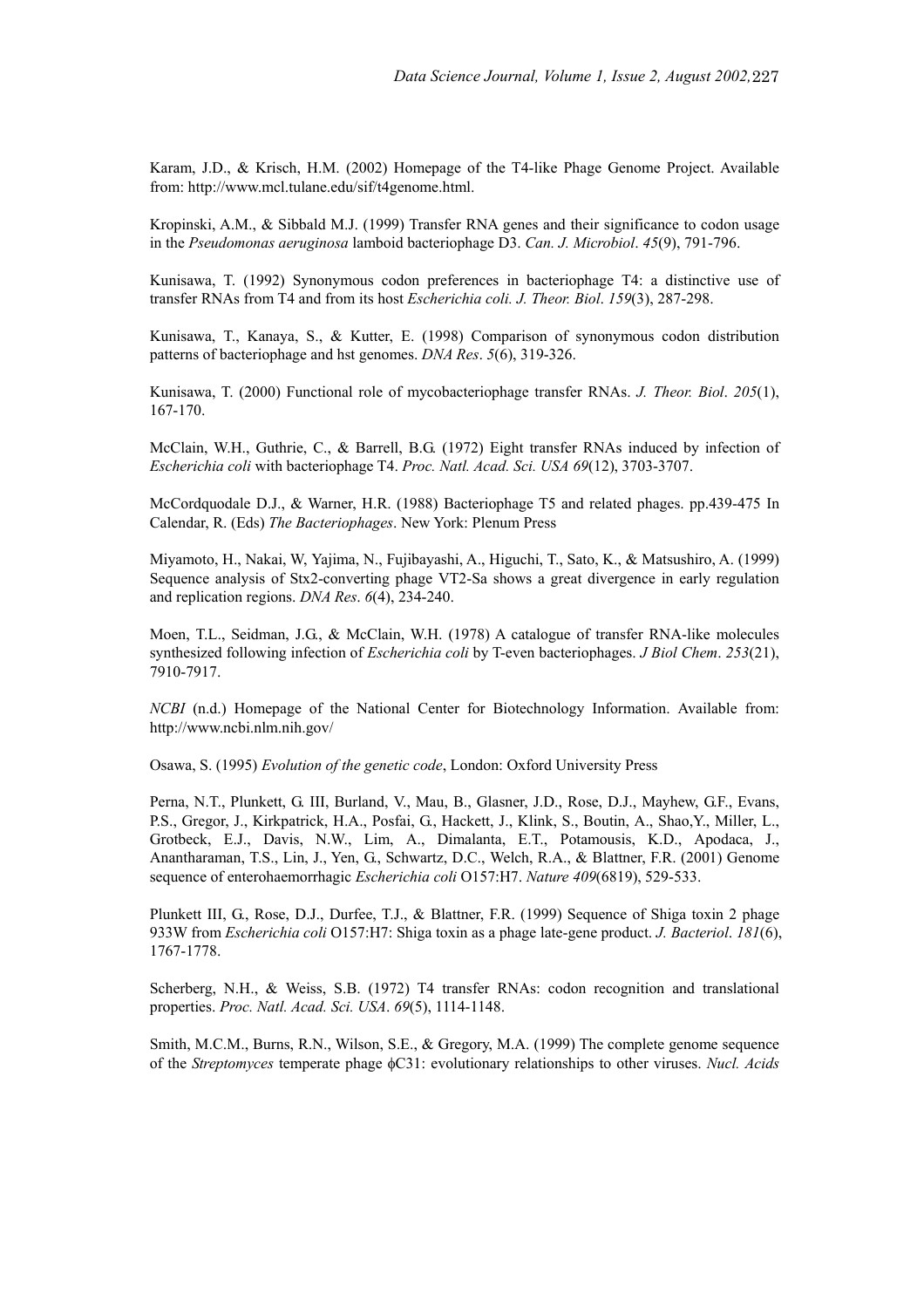Karam, J.D., & Krisch, H.M. (2002) Homepage of the T4-like Phage Genome Project. Available from: http://www.mcl.tulane.edu/sif/t4genome.html.

Kropinski, A.M., & Sibbald M.J. (1999) Transfer RNA genes and their significance to codon usage in the *Pseudomonas aeruginosa* lamboid bacteriophage D3. *Can. J. Microbiol*. *45*(9), 791-796.

Kunisawa, T. (1992) Synonymous codon preferences in bacteriophage T4: a distinctive use of transfer RNAs from T4 and from its host *Escherichia coli. J. Theor. Biol*. *159*(3), 287-298.

Kunisawa, T., Kanaya, S., & Kutter, E. (1998) Comparison of synonymous codon distribution patterns of bacteriophage and hst genomes. *DNA Res*. *5*(6), 319-326.

Kunisawa, T. (2000) Functional role of mycobacteriophage transfer RNAs. *J. Theor. Biol*. *205*(1), 167-170.

McClain, W.H., Guthrie, C., & Barrell, B.G. (1972) Eight transfer RNAs induced by infection of *Escherichia coli* with bacteriophage T4. *Proc. Natl. Acad. Sci. USA 69*(12), 3703-3707.

McCordquodale D.J., & Warner, H.R. (1988) Bacteriophage T5 and related phages. pp.439-475 In Calendar, R. (Eds) *The Bacteriophages*. New York: Plenum Press

Miyamoto, H., Nakai, W, Yajima, N., Fujibayashi, A., Higuchi, T., Sato, K., & Matsushiro, A. (1999) Sequence analysis of Stx2-converting phage VT2-Sa shows a great divergence in early regulation and replication regions. *DNA Res*. *6*(4), 234-240.

Moen, T.L., Seidman, J.G., & McClain, W.H. (1978) A catalogue of transfer RNA-like molecules synthesized following infection of *Escherichia coli* by T-even bacteriophages. *J Biol Chem*. *253*(21), 7910-7917.

*NCBI* (n.d.) Homepage of the National Center for Biotechnology Information. Available from: http://www.ncbi.nlm.nih.gov/

Osawa, S. (1995) *Evolution of the genetic code*, London: Oxford University Press

Perna, N.T., Plunkett, G. III, Burland, V., Mau, B., Glasner, J.D., Rose, D.J., Mayhew, G.F., Evans, P.S., Gregor, J., Kirkpatrick, H.A., Posfai, G., Hackett, J., Klink, S., Boutin, A., Shao,Y., Miller, L., Grotbeck, E.J., Davis, N.W., Lim, A., Dimalanta, E.T., Potamousis, K.D., Apodaca, J., Anantharaman, T.S., Lin, J., Yen, G., Schwartz, D.C., Welch, R.A., & Blattner, F.R. (2001) Genome sequence of enterohaemorrhagic *Escherichia coli* O157:H7. *Nature 409*(6819), 529-533.

Plunkett III, G., Rose, D.J., Durfee, T.J., & Blattner, F.R. (1999) Sequence of Shiga toxin 2 phage 933W from *Escherichia coli* O157:H7: Shiga toxin as a phage late-gene product. *J. Bacteriol*. *181*(6), 1767-1778.

Scherberg, N.H., & Weiss, S.B. (1972) T4 transfer RNAs: codon recognition and translational properties. *Proc. Natl. Acad. Sci. USA*. *69*(5), 1114-1148.

Smith, M.C.M., Burns, R.N., Wilson, S.E., & Gregory, M.A. (1999) The complete genome sequence of the *Streptomyces* temperate phage ϕC31: evolutionary relationships to other viruses. *Nucl. Acids*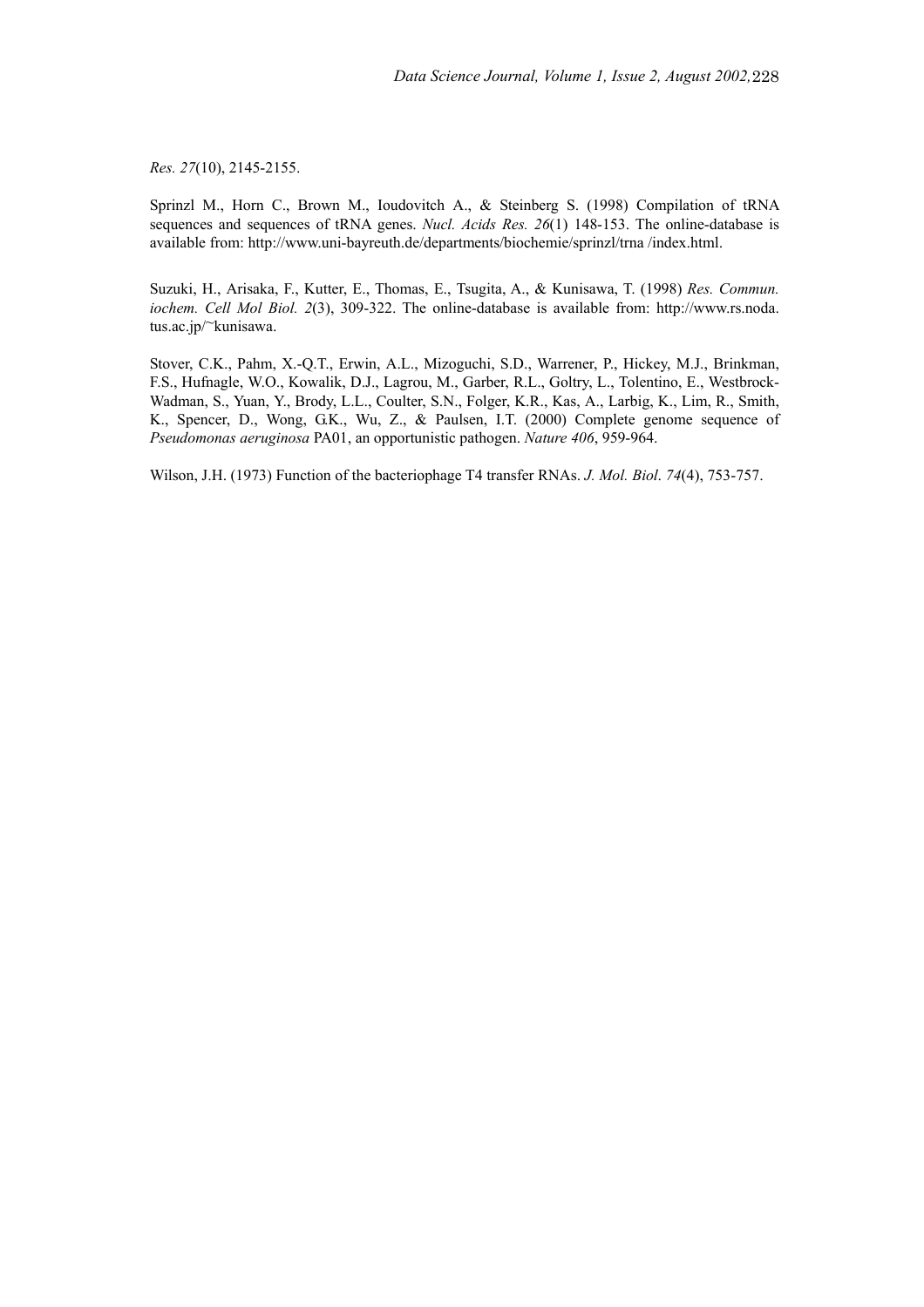*Res. 27*(10), 2145-2155.

Sprinzl M., Horn C., Brown M., Ioudovitch A., & Steinberg S. (1998) Compilation of tRNA sequences and sequences of tRNA genes. *Nucl. Acids Res. 26*(1) 148-153. The online-database is available from: http://www.uni-bayreuth.de/departments/biochemie/sprinzl/trna /index.html.

Suzuki, H., Arisaka, F., Kutter, E., Thomas, E., Tsugita, A., & Kunisawa, T. (1998) *Res. Commun. iochem. Cell Mol Biol. 2*(3), 309-322. The online-database is available from: http://www.rs.noda. tus.ac.jp/~kunisawa.

Stover, C.K., Pahm, X.-Q.T., Erwin, A.L., Mizoguchi, S.D., Warrener, P., Hickey, M.J., Brinkman, F.S., Hufnagle, W.O., Kowalik, D.J., Lagrou, M., Garber, R.L., Goltry, L., Tolentino, E., Westbrock-Wadman, S., Yuan, Y., Brody, L.L., Coulter, S.N., Folger, K.R., Kas, A., Larbig, K., Lim, R., Smith, K., Spencer, D., Wong, G.K., Wu, Z., & Paulsen, I.T. (2000) Complete genome sequence of *Pseudomonas aeruginosa* PA01, an opportunistic pathogen. *Nature 406*, 959-964.

Wilson, J.H. (1973) Function of the bacteriophage T4 transfer RNAs. *J. Mol. Biol*. *74*(4), 753-757.